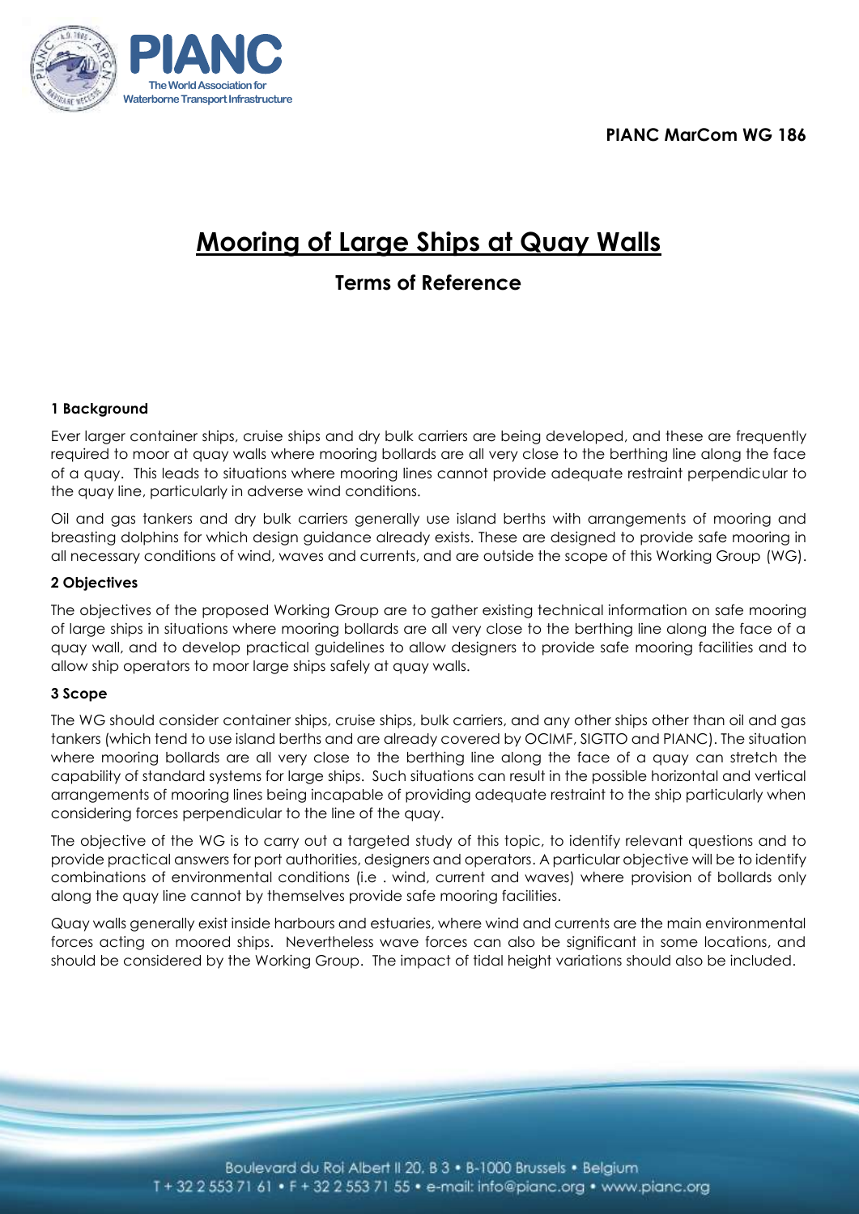**PIANC MarCom WG 186**

# Mooring of Large Ships at Quay Walls

## Terms of Reference

### 1 Background

Ever larger container ships, cruise ships and dry bulk carriers are being developed, and these are frequently required to moor at quay walls where mooring bollards are all very close to the berthing line along the face of a quay. This leads to situations where mooring lines cannot provide adequate restraint perpendicular to the quay line, particularly in adverse wind conditions.

Oil and gas tankers and dry bulk carriers generally use island berths with arrangements of mooring and breasting dolphins for which design guidance already exists. These are designed to provide safe mooring in all necessary conditions of wind, waves and currents, and are outside the scope of this Working Group (WG).

### 2 Objectives

The objectives of the proposed Working Group are to gather existing technical information on safe mooring of large ships in situations where mooring bollards are all very close to the berthing line along the face of a quay wall, and to develop practical guidelines to allow designers to provide safe mooring facilities and to allow ship operators to moor large ships safely at quay walls.

### 3 Scope

The WG should consider container ships, cruise ships, bulk carriers, and any other ships other than oil and gas tankers (which tend to use island berths and are already covered by OCIMF, SIGTTO and PIANC). The situation where mooring bollards are all very close to the berthing line along the face of a quay can stretch the capability of standard systems for large ships. Such situations can result in the possible horizontal and vertical arrangements of mooring lines being incapable of providing adequate restraint to the ship particularly when considering forces perpendicular to the line of the quay.

The objective of the WG is to carry out a targeted study of this topic, to identify relevant questions and to provide practical answers for port authorities, designers and operators. A particular objective will be to identify combinations of environmental conditions (i.e . wind, current and waves) where provision of bollards only along the quay line cannot by themselves provide safe mooring facilities.

Quay walls generally exist inside harbours and estuaries, where wind and currents are the main environmental forces acting on moored ships. Nevertheless wave forces can also be significant in some locations, and should be considered by the Working Group. The impact of tidal height variations should also be included.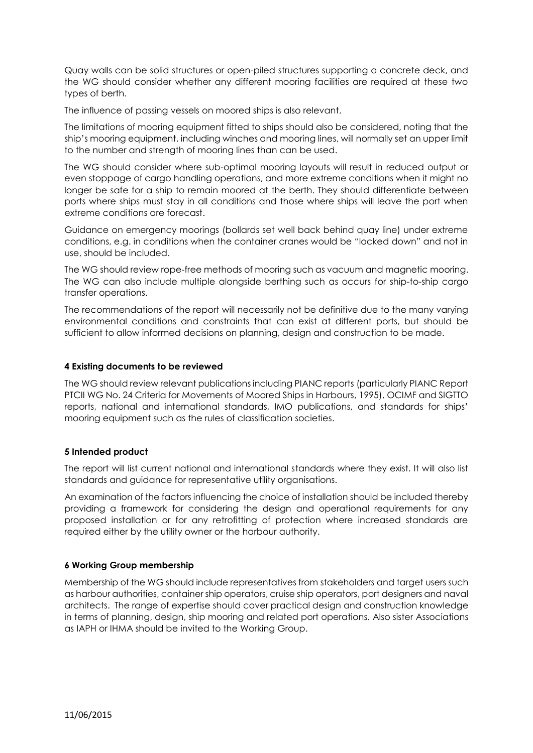Quay walls can be solid structures or open-piled structures supporting a concrete deck, and the WG should consider whether any different mooring facilities are required at these two types of berth.

The influence of passing vessels on moored ships is also relevant.

The limitations of mooring equipment fitted to ships should also be considered, noting that the ship's mooring equipment, including winches and mooring lines, will normally set an upper limit to the number and strength of mooring lines than can be used.

The WG should consider where sub-optimal mooring layouts will result in reduced output or even stoppage of cargo handling operations, and more extreme conditions when it might no longer be safe for a ship to remain moored at the berth. They should differentiate between ports where ships must stay in all conditions and those where ships will leave the port when extreme conditions are forecast.

Guidance on emergency moorings (bollards set well back behind quay line) under extreme conditions, e.g. in conditions when the container cranes would be "locked down" and not in use, should be included.

The WG should review rope-free methods of mooring such as vacuum and magnetic mooring. The WG can also include multiple alongside berthing such as occurs for ship-to-ship cargo transfer operations.

The recommendations of the report will necessarily not be definitive due to the many varying environmental conditions and constraints that can exist at different ports, but should be sufficient to allow informed decisions on planning, design and construction to be made.

## 4 Existing documents to be reviewed

The WG should review relevant publications including PIANC reports (particularly PIANC Report PTCII WG No. 24 Criteria for Movements of Moored Ships in Harbours, 1995), OCIMF and SIGTTO reports, national and international standards, IMO publications, and standards for ships' mooring equipment such as the rules of classification societies.

## 5 Intended product

The report will list current national and international standards where they exist. It will also list standards and guidance for representative utility organisations.

An examination of the factors influencing the choice of installation should be included thereby providing a framework for considering the design and operational requirements for any proposed installation or for any retrofitting of protection where increased standards are required either by the utility owner or the harbour authority.

## 6 Working Group membership

Membership of the WG should include representatives from stakeholders and target users such as harbour authorities, container ship operators, cruise ship operators, port designers and naval architects. The range of expertise should cover practical design and construction knowledge in terms of planning, design, ship mooring and related port operations. Also sister Associations as IAPH or IHMA should be invited to the Working Group.

11/06/2015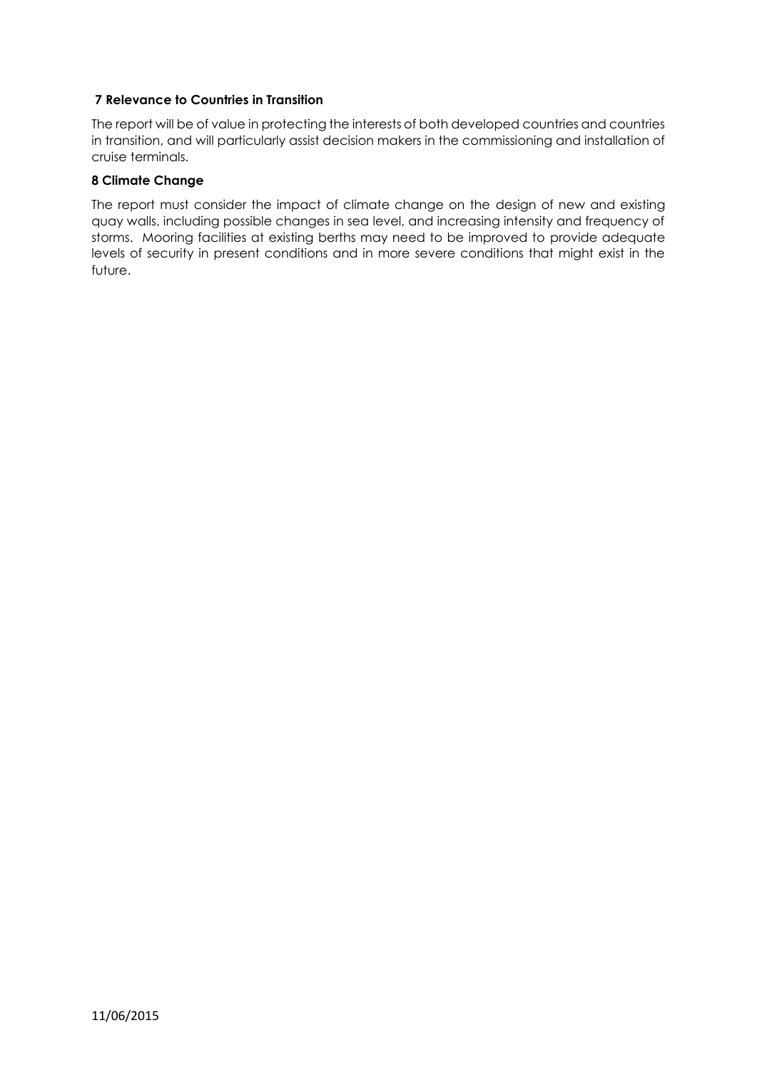## 7 Relevance to Countries in Transition

The report will be of value in protecting the interests of both developed countries and countries in transition, and will particularly assist decision makers in the commissioning and installation of cruise terminals.

## 8 Climate Change

The report must consider the impact of climate change on the design of new and existing quay walls, including possible changes in sea level, and increasing intensity and frequency of storms. Mooring facilities at existing berths may need to be improved to provide adequate levels of security in present conditions and in more severe conditions that might exist in the future.

11/06/2015